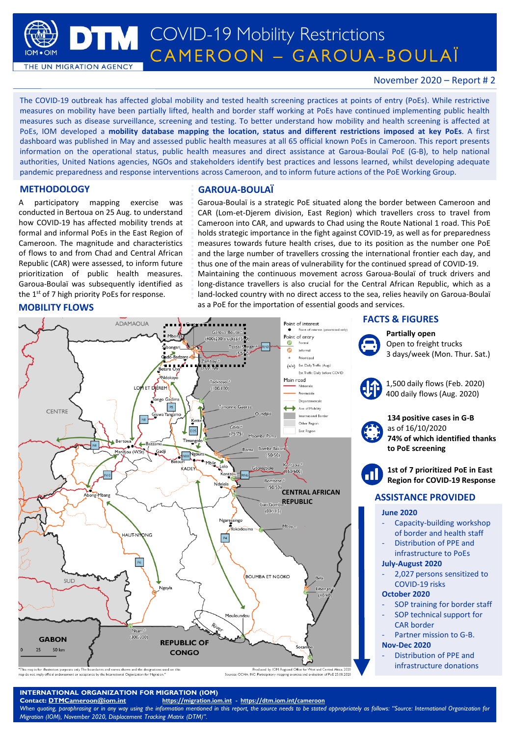# COVID-19 Mobility Restrictions
# CAMEROON – GAROUA-BOULAÏ

November 2020 – Report # 2

The COVID-19 outbreak has affected global mobility and tested health screening practices at points of entry (PoEs). While restrictive measures on mobility have been partially lifted, health and border staff working at PoEs have continued implementing public health measures such as disease surveillance, screening and testing. To better understand how mobility and health screening is affected at PoEs, IOM developed a **mobility database mapping the location, status and different restrictions imposed at key PoEs**. A first dashboard was published in May and assessed public health measures at all 65 official known PoEs in Cameroon. This report presents information on the operational status, public health measures and direct assistance at Garoua-Boulaï PoE (G-B), to help national authorities, United Nations agencies, NGOs and stakeholders identify best practices and lessons learned, whilst developing adequate pandemic preparedness and response interventions across Cameroon, and to inform future actions of the PoE Working Group.

## METHODOLOGY

A participatory mapping exercise was conducted in Bertoua on 25 Aug. to understand how COVID-19 has affected mobility trends at formal and informal PoEs in the East Region of Cameroon. The magnitude and characteristics of flows to and from Chad and Central African Republic (CAR) were assessed, to inform future prioritization of public health measures. Garoua-Boulaï was subsequently identified as the 1st of 7 high priority PoEs for response.

## GAROUA-BOULAÏ

Garoua-Boulaï is a strategic PoE situated along the border between Cameroon and CAR (Lom-et-Djerem division, East Region) which travellers cross to travel from Cameroon into CAR, and upwards to Chad using the Route National 1 road. This PoE holds strategic importance in the fight against COVID-19, as well as for preparedness measures towards future health crises, due to its position as the number one PoE and the large number of travellers crossing the international frontier each day, and thus one of the main areas of vulnerability for the continued spread of COVID-19. Maintaining the continuous movement across Garoua-Boulaï of truck drivers and long-distance travellers is also crucial for the Central African Republic, which as a land-locked country with no direct access to the sea, relies heavily on Garoua-Boulaï as a PoE for the importation of essential goods and services.

## MOBILITY FLOWS

*This map is for illustration purposes only. The boundaries and names shown and the designations used on this map do not imply official endorsement or acceptance by the International Organization for Migration.

Produced by: IOM Regional Office for West and Central Africa, 2020. Sources: OCHA, INC, Participatory mapping exercise and evaluation of PoE 25.08.2020

## FACTS & FIGURES

**Partially open**
Open to freight trucks
3 days/week (Mon. Thur. Sat.)

1,500 daily flows (Feb. 2020)
400 daily flows (Aug. 2020)

**134 positive cases in G-B**
as of 16/10/2020
**74% of which identified thanks to PoE screening**

**1st of 7 prioritized PoE in East Region for COVID-19 Response**

## ASSISTANCE PROVIDED

**June 2020**
- Capacity-building workshop of border and health staff
- Distribution of PPE and infrastructure to PoEs

**July-August 2020**
- 2,027 persons sensitized to COVID-19 risks

**October 2020**
- SOP training for border staff
- SOP technical support for CAR border
- Partner mission to G-B.

**Nov-Dec 2020**
- Distribution of PPE and infrastructure donations

**INTERNATIONAL ORGANIZATION FOR MIGRATION (IOM)**
**Contact: DTMCameroon@iom.int** https://migration.iom.int - https://dtm.iom.int/cameroon

*When quoting, paraphrasing or in any way using the information mentioned in this report, the source needs to be stated appropriately as follows: "Source: International Organization for Migration (IOM), November 2020, Displacement Tracking Matrix (DTM)".*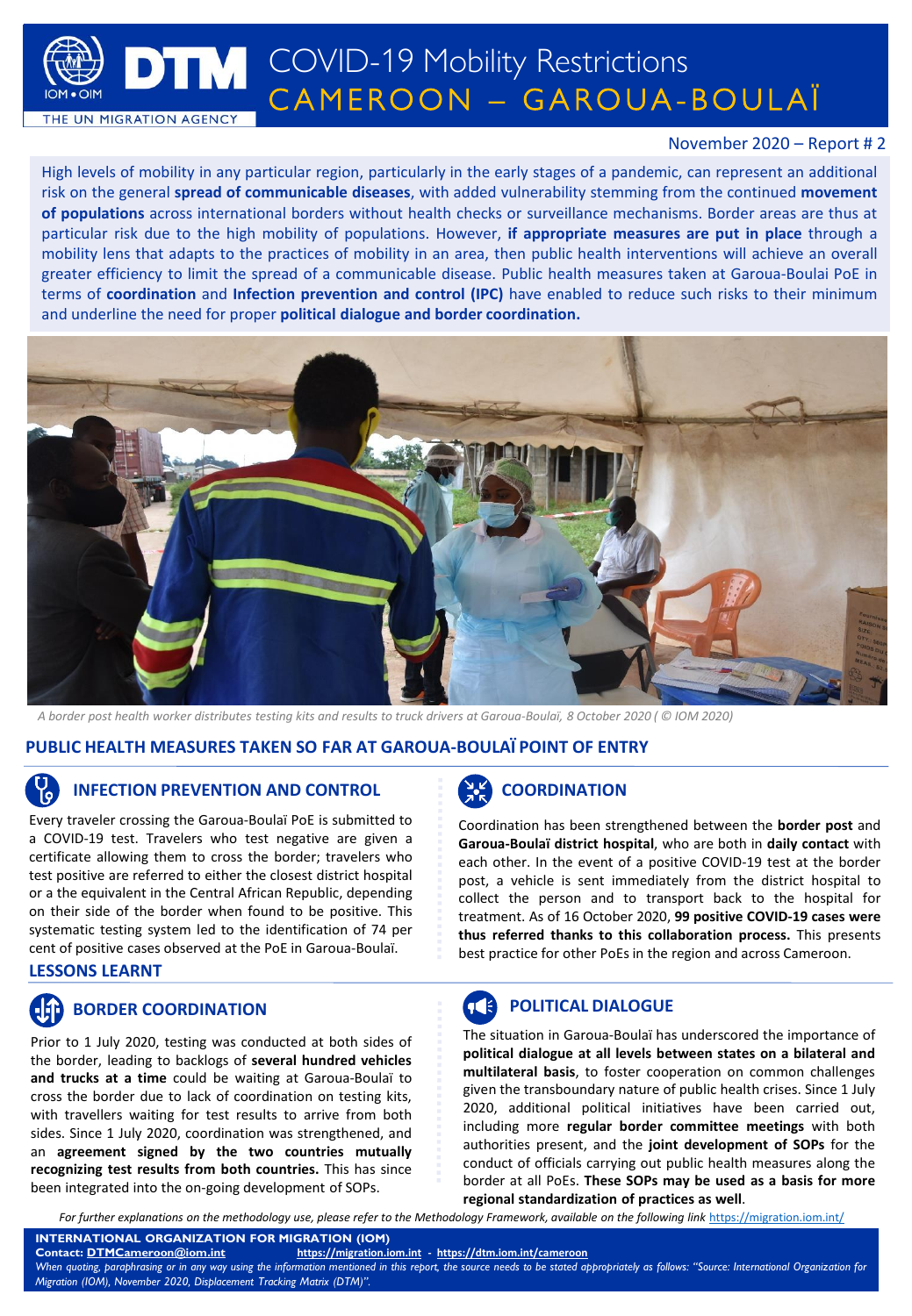# COVID-19 Mobility Restrictions
# CAMEROON – GAROUA-BOULAÏ

November 2020 – Report # 2

High levels of mobility in any particular region, particularly in the early stages of a pandemic, can represent an additional risk on the general **spread of communicable diseases**, with added vulnerability stemming from the continued **movement of populations** across international borders without health checks or surveillance mechanisms. Border areas are thus at particular risk due to the high mobility of populations. However, **if appropriate measures are put in place** through a mobility lens that adapts to the practices of mobility in an area, then public health interventions will achieve an overall greater efficiency to limit the spread of a communicable disease. Public health measures taken at Garoua-Boulai PoE in terms of **coordination** and **Infection prevention and control (IPC)** have enabled to reduce such risks to their minimum and underline the need for proper **political dialogue and border coordination.**

*A border post health worker distributes testing kits and results to truck drivers at Garoua-Boulaï, 8 October 2020 ( © IOM 2020)*

## PUBLIC HEALTH MEASURES TAKEN SO FAR AT GAROUA-BOULAÏ POINT OF ENTRY

### INFECTION PREVENTION AND CONTROL

Every traveler crossing the Garoua-Boulaï PoE is submitted to a COVID-19 test. Travelers who test negative are given a certificate allowing them to cross the border; travelers who test positive are referred to either the closest district hospital or a the equivalent in the Central African Republic, depending on their side of the border when found to be positive. This systematic testing system led to the identification of 74 per cent of positive cases observed at the PoE in Garoua-Boulaï.

### COORDINATION

Coordination has been strengthened between the **border post** and **Garoua-Boulaï district hospital**, who are both in **daily contact** with each other. In the event of a positive COVID-19 test at the border post, a vehicle is sent immediately from the district hospital to collect the person and to transport back to the hospital for treatment. As of 16 October 2020, **99 positive COVID-19 cases were thus referred thanks to this collaboration process.** This presents best practice for other PoEs in the region and across Cameroon.

## LESSONS LEARNT

### BORDER COORDINATION

Prior to 1 July 2020, testing was conducted at both sides of the border, leading to backlogs of **several hundred vehicles and trucks at a time** could be waiting at Garoua-Boulaï to cross the border due to lack of coordination on testing kits, with travellers waiting for test results to arrive from both sides. Since 1 July 2020, coordination was strengthened, and an **agreement signed by the two countries mutually recognizing test results from both countries.** This has since been integrated into the on-going development of SOPs.

### POLITICAL DIALOGUE

The situation in Garoua-Boulaï has underscored the importance of **political dialogue at all levels between states on a bilateral and multilateral basis**, to foster cooperation on common challenges given the transboundary nature of public health crises. Since 1 July 2020, additional political initiatives have been carried out, including more **regular border committee meetings** with both authorities present, and the **joint development of SOPs** for the conduct of officials carrying out public health measures along the border at all PoEs. **These SOPs may be used as a basis for more regional standardization of practices as well**.

*For further explanations on the methodology use, please refer to the Methodology Framework, available on the following link* https://migration.iom.int/

**INTERNATIONAL ORGANIZATION FOR MIGRATION (IOM)**
**Contact: DTMCameroon@iom.int** https://migration.iom.int - https://dtm.iom.int/cameroon

*When quoting, paraphrasing or in any way using the information mentioned in this report, the source needs to be stated appropriately as follows: "Source: International Organization for Migration (IOM), November 2020, Displacement Tracking Matrix (DTM)".*